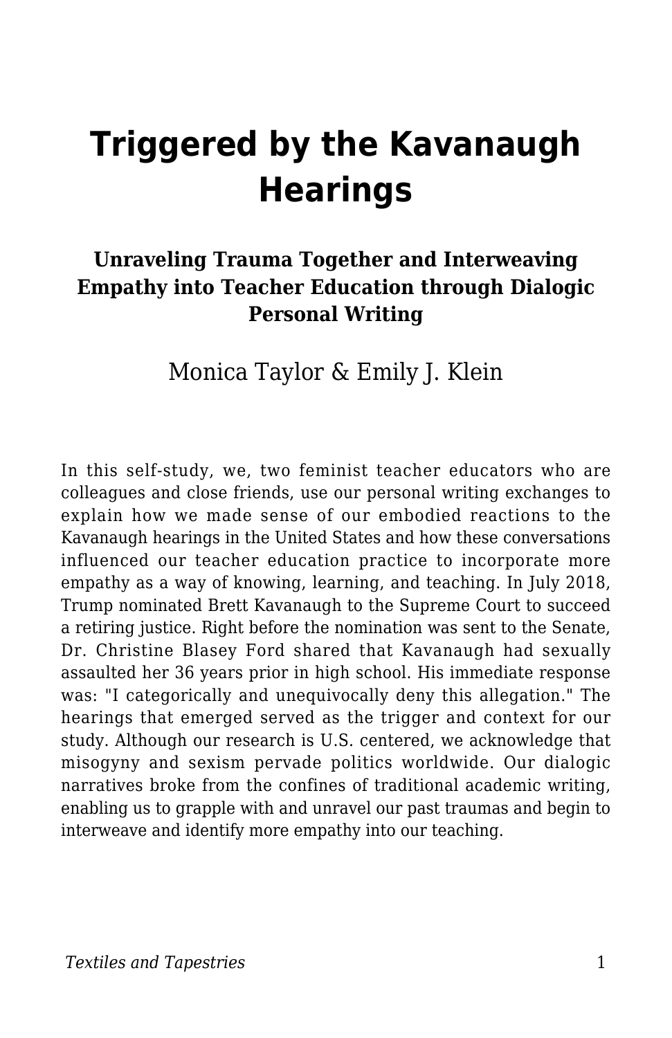# Triggered by the Kavanaugh Hearings

### Unraveling Trauma Together and Interweaving Empathy into Teacher Education through Dialogic Personal Writing

Monica Taylor & Emily J. Klein

In this self-study, we, two feminist teacher educators who are colleagues and close friends, use our personal writing exchanges to explain how we made sense of our embodied reactions to the Kavanaugh hearings in the United States and how these conversations influenced our teacher education practice to incorporate more empathy as a way of knowing, learning, and teaching. In July 2018, Trump nominated Brett Kavanaugh to the Supreme Court to succeed a retiring justice. Right before the nomination was sent to the Senate, Dr. Christine Blasey Ford shared that Kavanaugh had sexually assaulted her 36 years prior in high school. His immediate response was: "I categorically and unequivocally deny this allegation." The hearings that emerged served as the trigger and context for our study. Although our research is U.S. centered, we acknowledge that misogyny and sexism pervade politics worldwide. Our dialogic narratives broke from the confines of traditional academic writing, enabling us to grapple with and unravel our past traumas and begin to interweave and identify more empathy into our teaching.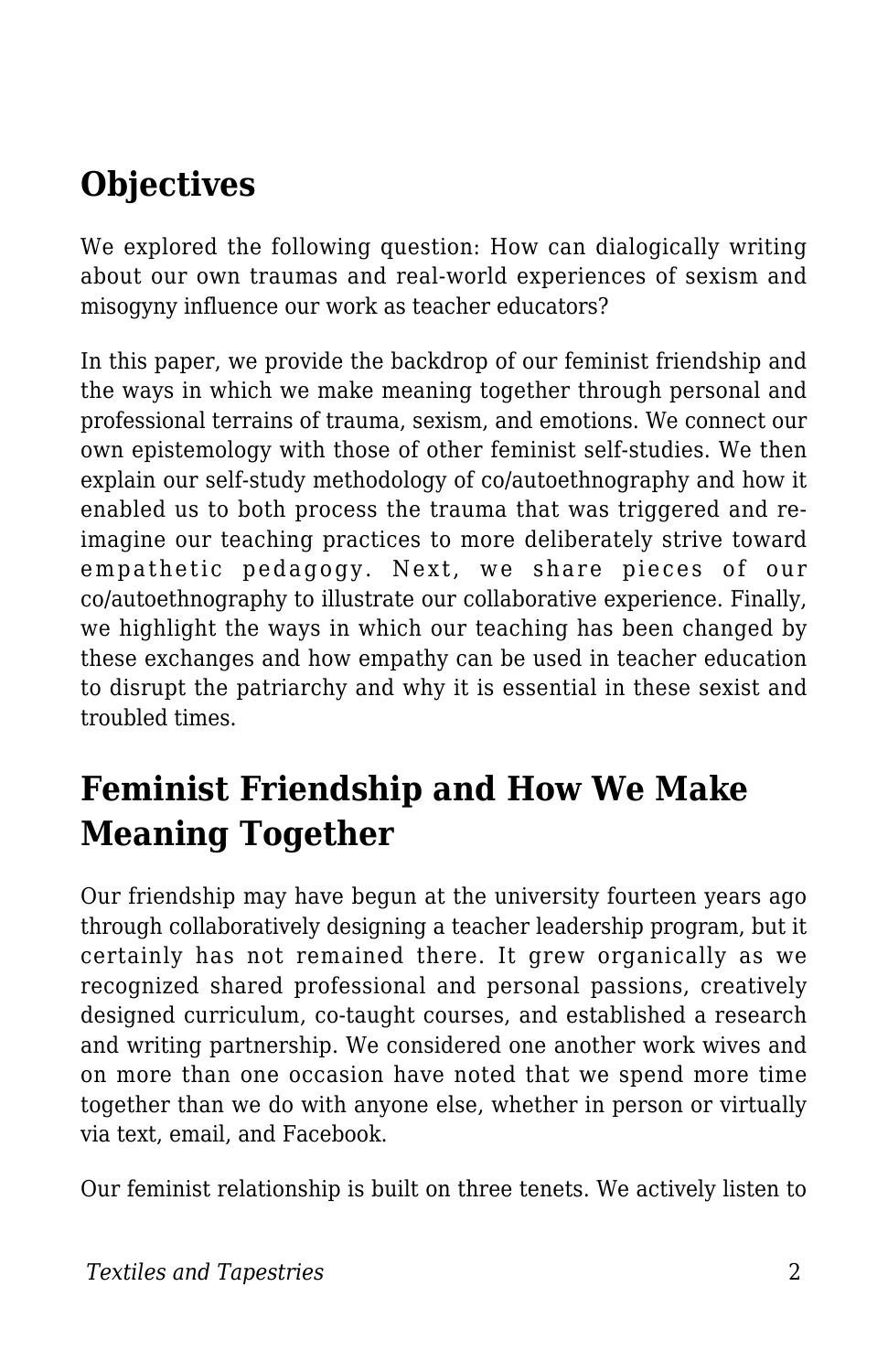## Objectives

We explored the following question: How can dialogically writing about our own traumas and real-world experiences of sexism and misogyny influence our work as teacher educators?

In this paper, we provide the backdrop of our feminist friendship and the ways in which we make meaning together through personal and professional terrains of trauma, sexism, and emotions. We connect our own epistemology with those of other feminist self-studies. We then explain our self-study methodology of co/autoethnography and how it enabled us to both process the trauma that was triggered and re-imagine our teaching practices to more deliberately strive toward empathetic pedagogy. Next, we share pieces of our co/autoethnography to illustrate our collaborative experience. Finally, we highlight the ways in which our teaching has been changed by these exchanges and how empathy can be used in teacher education to disrupt the patriarchy and why it is essential in these sexist and troubled times.

## Feminist Friendship and How We Make Meaning Together

Our friendship may have begun at the university fourteen years ago through collaboratively designing a teacher leadership program, but it certainly has not remained there. It grew organically as we recognized shared professional and personal passions, creatively designed curriculum, co-taught courses, and established a research and writing partnership. We considered one another work wives and on more than one occasion have noted that we spend more time together than we do with anyone else, whether in person or virtually via text, email, and Facebook.

Our feminist relationship is built on three tenets. We actively listen to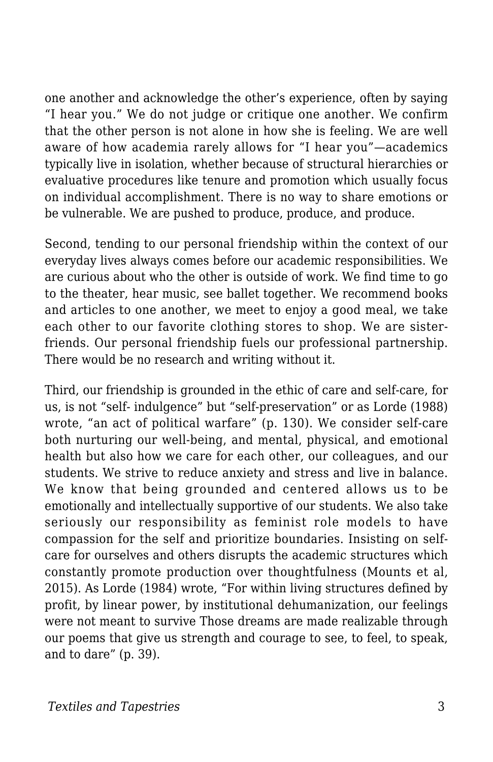one another and acknowledge the other's experience, often by saying "I hear you." We do not judge or critique one another. We confirm that the other person is not alone in how she is feeling. We are well aware of how academia rarely allows for "I hear you"—academics typically live in isolation, whether because of structural hierarchies or evaluative procedures like tenure and promotion which usually focus on individual accomplishment. There is no way to share emotions or be vulnerable. We are pushed to produce, produce, and produce.

Second, tending to our personal friendship within the context of our everyday lives always comes before our academic responsibilities. We are curious about who the other is outside of work. We find time to go to the theater, hear music, see ballet together. We recommend books and articles to one another, we meet to enjoy a good meal, we take each other to our favorite clothing stores to shop. We are sister-friends. Our personal friendship fuels our professional partnership. There would be no research and writing without it.

Third, our friendship is grounded in the ethic of care and self-care, for us, is not "self- indulgence" but "self-preservation" or as Lorde (1988) wrote, "an act of political warfare" (p. 130). We consider self-care both nurturing our well-being, and mental, physical, and emotional health but also how we care for each other, our colleagues, and our students. We strive to reduce anxiety and stress and live in balance. We know that being grounded and centered allows us to be emotionally and intellectually supportive of our students. We also take seriously our responsibility as feminist role models to have compassion for the self and prioritize boundaries. Insisting on self-care for ourselves and others disrupts the academic structures which constantly promote production over thoughtfulness (Mounts et al, 2015). As Lorde (1984) wrote, "For within living structures defined by profit, by linear power, by institutional dehumanization, our feelings were not meant to survive Those dreams are made realizable through our poems that give us strength and courage to see, to feel, to speak, and to dare" (p. 39).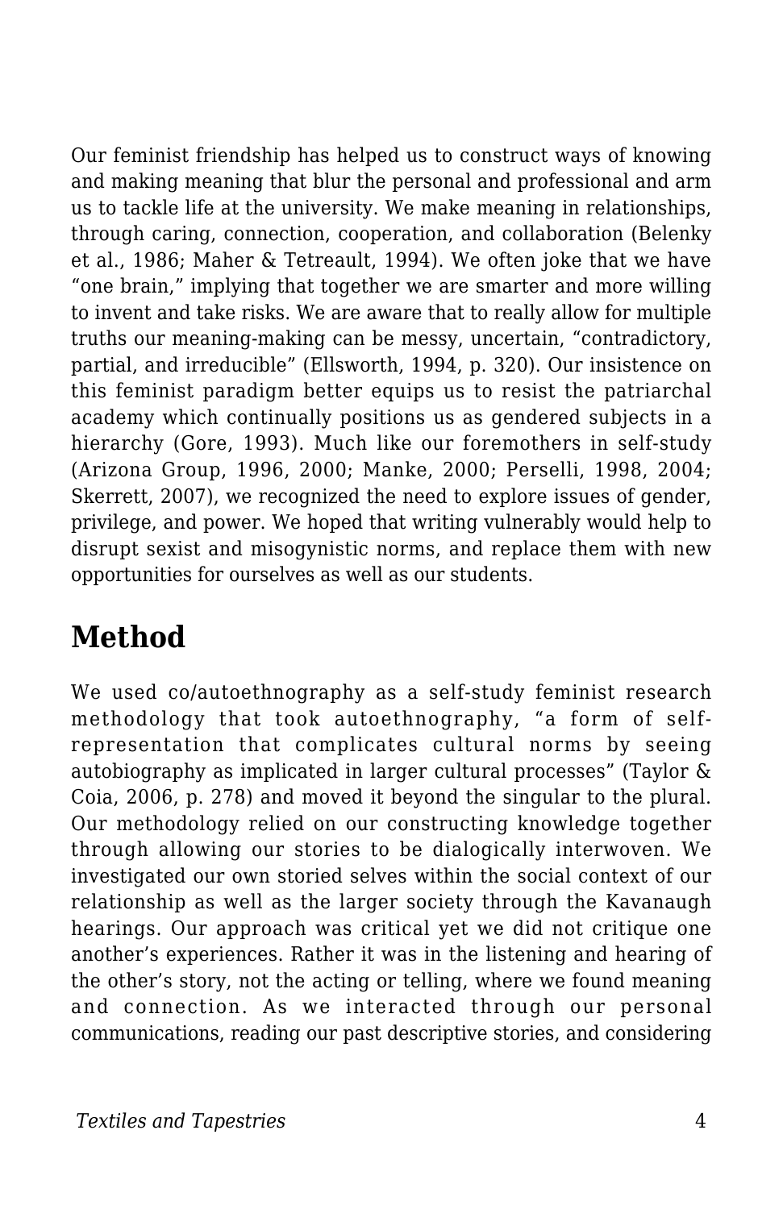Our feminist friendship has helped us to construct ways of knowing and making meaning that blur the personal and professional and arm us to tackle life at the university. We make meaning in relationships, through caring, connection, cooperation, and collaboration (Belenky et al., 1986; Maher & Tetreault, 1994). We often joke that we have "one brain," implying that together we are smarter and more willing to invent and take risks. We are aware that to really allow for multiple truths our meaning-making can be messy, uncertain, "contradictory, partial, and irreducible" (Ellsworth, 1994, p. 320). Our insistence on this feminist paradigm better equips us to resist the patriarchal academy which continually positions us as gendered subjects in a hierarchy (Gore, 1993). Much like our foremothers in self-study (Arizona Group, 1996, 2000; Manke, 2000; Perselli, 1998, 2004; Skerrett, 2007), we recognized the need to explore issues of gender, privilege, and power. We hoped that writing vulnerably would help to disrupt sexist and misogynistic norms, and replace them with new opportunities for ourselves as well as our students.

## Method

We used co/autoethnography as a self-study feminist research methodology that took autoethnography, "a form of self-representation that complicates cultural norms by seeing autobiography as implicated in larger cultural processes" (Taylor & Coia, 2006, p. 278) and moved it beyond the singular to the plural. Our methodology relied on our constructing knowledge together through allowing our stories to be dialogically interwoven. We investigated our own storied selves within the social context of our relationship as well as the larger society through the Kavanaugh hearings. Our approach was critical yet we did not critique one another's experiences. Rather it was in the listening and hearing of the other's story, not the acting or telling, where we found meaning and connection. As we interacted through our personal communications, reading our past descriptive stories, and considering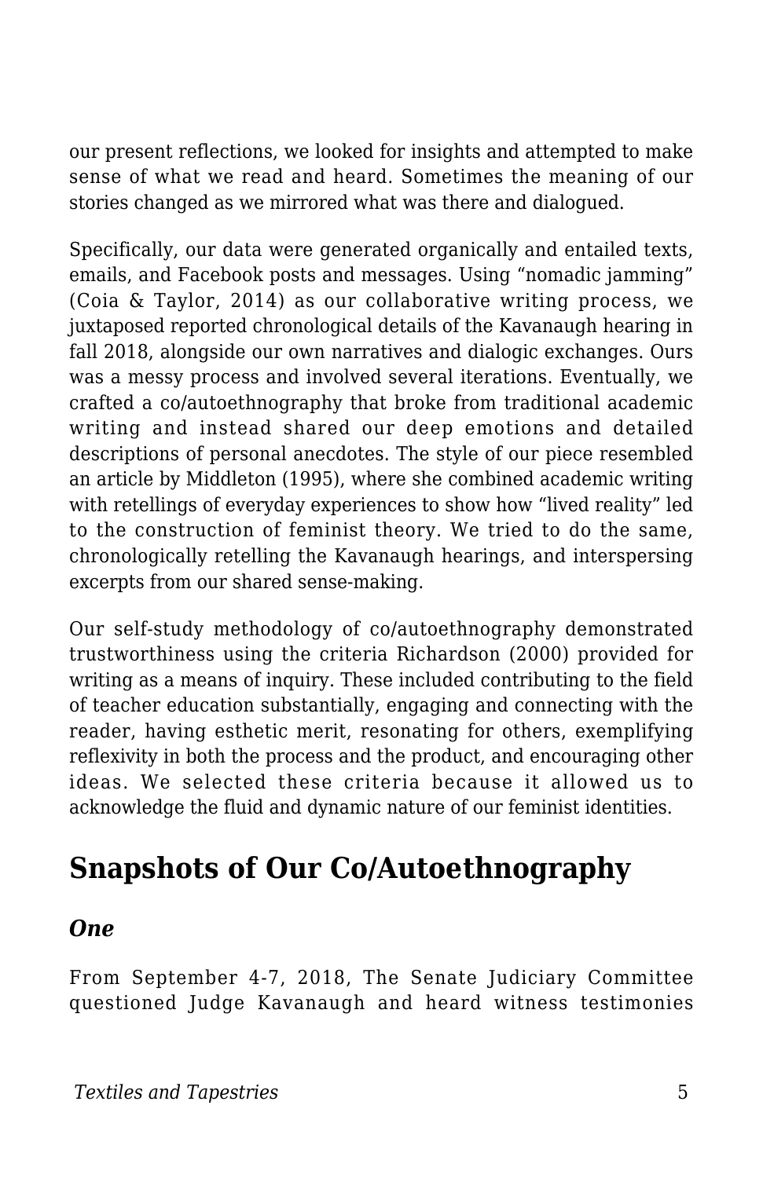our present reflections, we looked for insights and attempted to make sense of what we read and heard. Sometimes the meaning of our stories changed as we mirrored what was there and dialogued.

Specifically, our data were generated organically and entailed texts, emails, and Facebook posts and messages. Using "nomadic jamming" (Coia & Taylor, 2014) as our collaborative writing process, we juxtaposed reported chronological details of the Kavanaugh hearing in fall 2018, alongside our own narratives and dialogic exchanges. Ours was a messy process and involved several iterations. Eventually, we crafted a co/autoethnography that broke from traditional academic writing and instead shared our deep emotions and detailed descriptions of personal anecdotes. The style of our piece resembled an article by Middleton (1995), where she combined academic writing with retellings of everyday experiences to show how "lived reality" led to the construction of feminist theory. We tried to do the same, chronologically retelling the Kavanaugh hearings, and interspersing excerpts from our shared sense-making.

Our self-study methodology of co/autoethnography demonstrated trustworthiness using the criteria Richardson (2000) provided for writing as a means of inquiry. These included contributing to the field of teacher education substantially, engaging and connecting with the reader, having esthetic merit, resonating for others, exemplifying reflexivity in both the process and the product, and encouraging other ideas. We selected these criteria because it allowed us to acknowledge the fluid and dynamic nature of our feminist identities.

## Snapshots of Our Co/Autoethnography

### *One*

From September 4-7, 2018, The Senate Judiciary Committee questioned Judge Kavanaugh and heard witness testimonies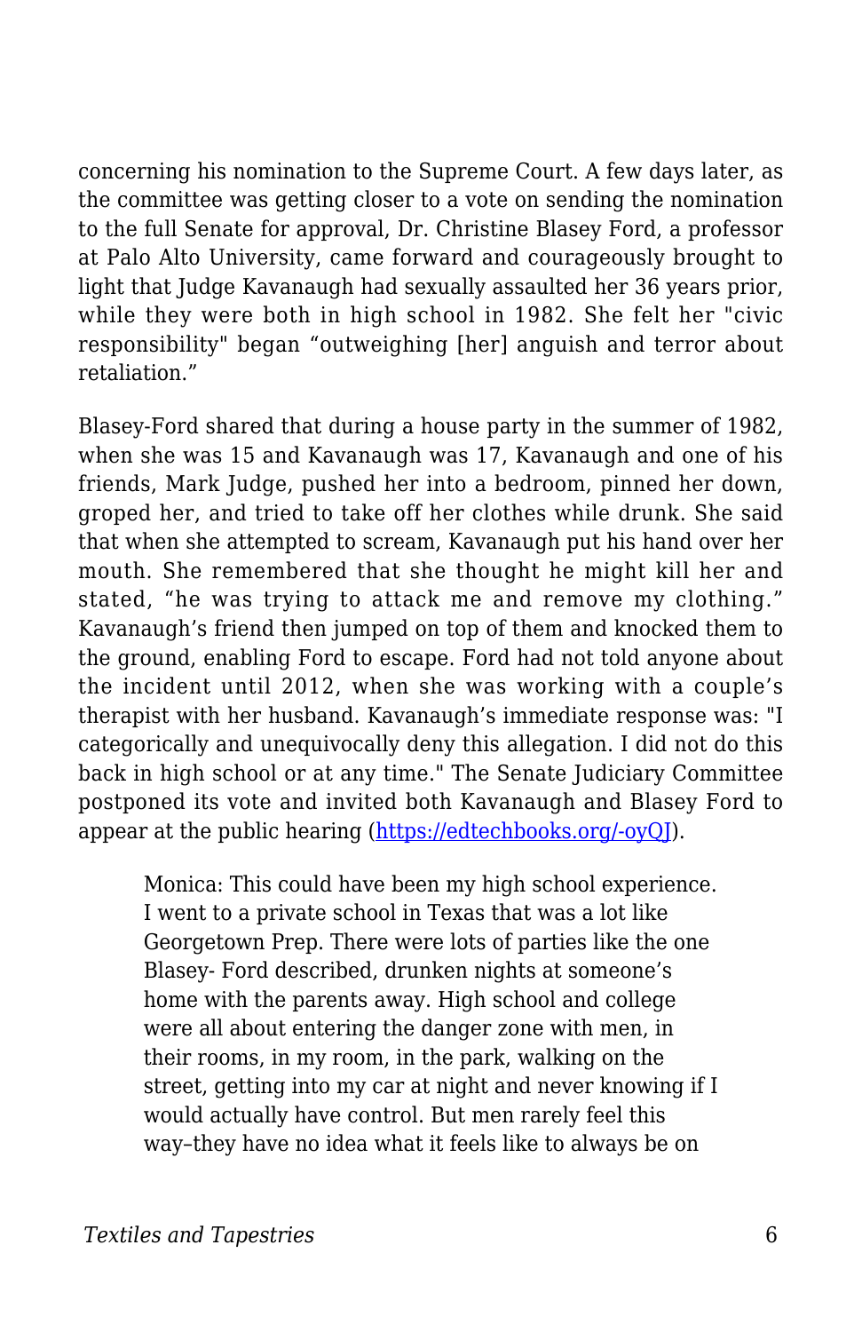concerning his nomination to the Supreme Court. A few days later, as the committee was getting closer to a vote on sending the nomination to the full Senate for approval, Dr. Christine Blasey Ford, a professor at Palo Alto University, came forward and courageously brought to light that Judge Kavanaugh had sexually assaulted her 36 years prior, while they were both in high school in 1982. She felt her "civic responsibility" began “outweighing [her] anguish and terror about retaliation.”

Blasey-Ford shared that during a house party in the summer of 1982, when she was 15 and Kavanaugh was 17, Kavanaugh and one of his friends, Mark Judge, pushed her into a bedroom, pinned her down, groped her, and tried to take off her clothes while drunk. She said that when she attempted to scream, Kavanaugh put his hand over her mouth. She remembered that she thought he might kill her and stated, “he was trying to attack me and remove my clothing.” Kavanaugh’s friend then jumped on top of them and knocked them to the ground, enabling Ford to escape. Ford had not told anyone about the incident until 2012, when she was working with a couple’s therapist with her husband. Kavanaugh’s immediate response was: "I categorically and unequivocally deny this allegation. I did not do this back in high school or at any time." The Senate Judiciary Committee postponed its vote and invited both Kavanaugh and Blasey Ford to appear at the public hearing (https://edtechbooks.org/-oyQJ).

> Monica: This could have been my high school experience. I went to a private school in Texas that was a lot like Georgetown Prep. There were lots of parties like the one Blasey- Ford described, drunken nights at someone’s home with the parents away. High school and college were all about entering the danger zone with men, in their rooms, in my room, in the park, walking on the street, getting into my car at night and never knowing if I would actually have control. But men rarely feel this way–they have no idea what it feels like to always be on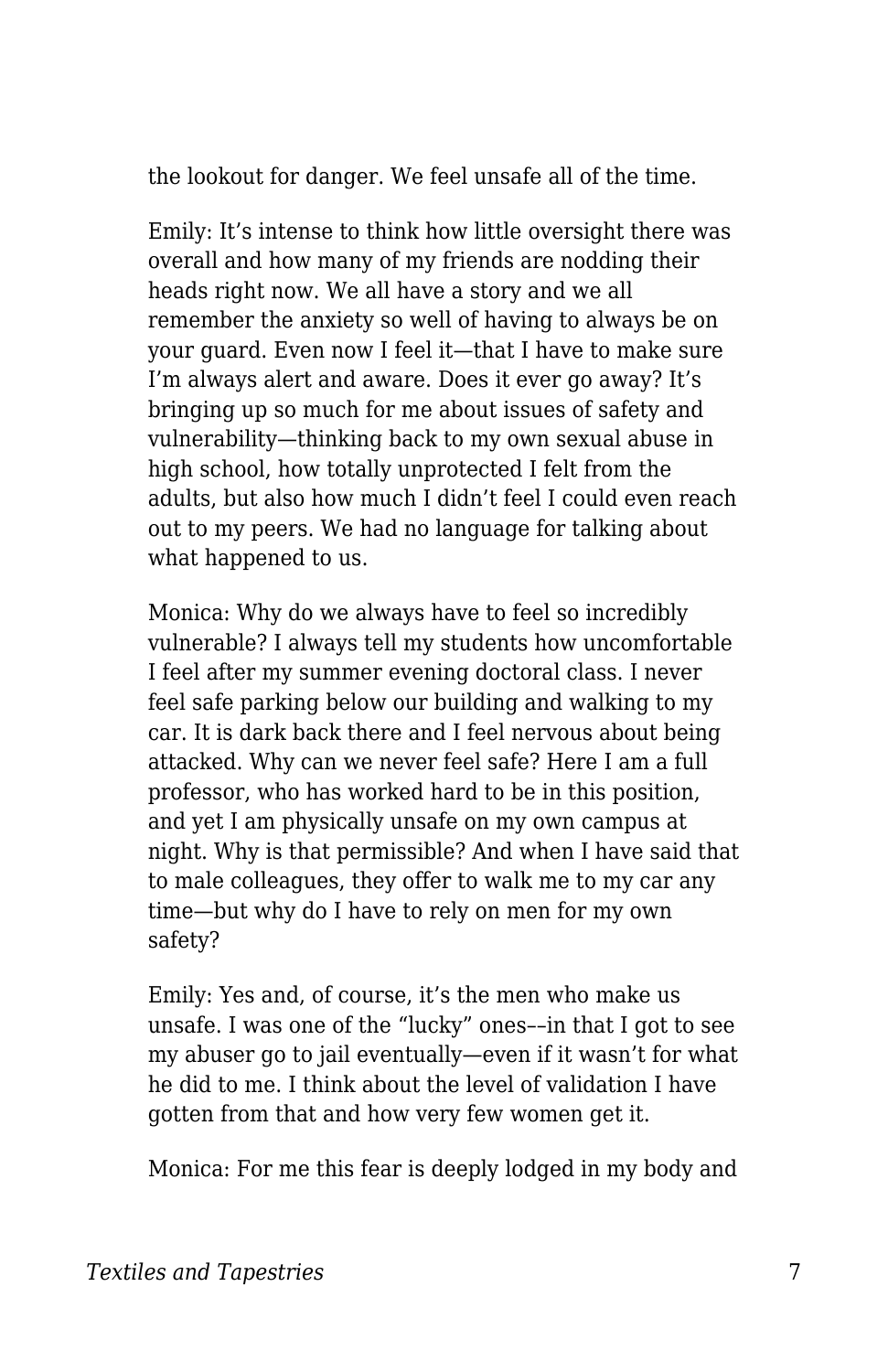the lookout for danger. We feel unsafe all of the time.

Emily: It's intense to think how little oversight there was overall and how many of my friends are nodding their heads right now. We all have a story and we all remember the anxiety so well of having to always be on your guard. Even now I feel it—that I have to make sure I'm always alert and aware. Does it ever go away? It's bringing up so much for me about issues of safety and vulnerability—thinking back to my own sexual abuse in high school, how totally unprotected I felt from the adults, but also how much I didn't feel I could even reach out to my peers. We had no language for talking about what happened to us.

Monica: Why do we always have to feel so incredibly vulnerable? I always tell my students how uncomfortable I feel after my summer evening doctoral class. I never feel safe parking below our building and walking to my car. It is dark back there and I feel nervous about being attacked. Why can we never feel safe? Here I am a full professor, who has worked hard to be in this position, and yet I am physically unsafe on my own campus at night. Why is that permissible? And when I have said that to male colleagues, they offer to walk me to my car any time—but why do I have to rely on men for my own safety?

Emily: Yes and, of course, it's the men who make us unsafe. I was one of the "lucky" ones––in that I got to see my abuser go to jail eventually—even if it wasn't for what he did to me. I think about the level of validation I have gotten from that and how very few women get it.

Monica: For me this fear is deeply lodged in my body and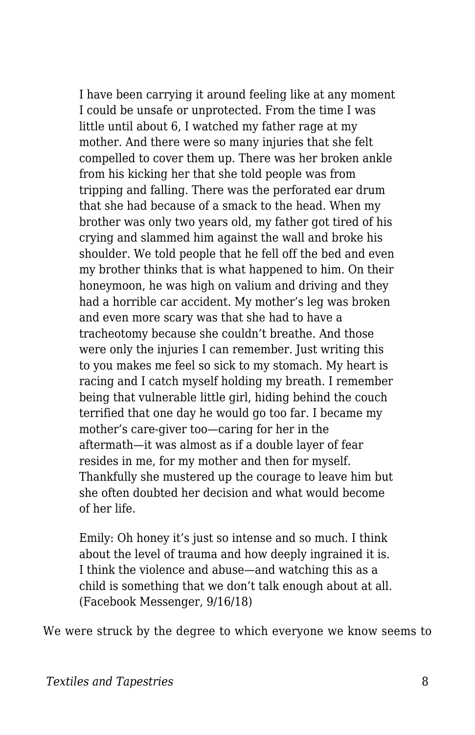> I have been carrying it around feeling like at any moment I could be unsafe or unprotected. From the time I was little until about 6, I watched my father rage at my mother. And there were so many injuries that she felt compelled to cover them up. There was her broken ankle from his kicking her that she told people was from tripping and falling. There was the perforated ear drum that she had because of a smack to the head. When my brother was only two years old, my father got tired of his crying and slammed him against the wall and broke his shoulder. We told people that he fell off the bed and even my brother thinks that is what happened to him. On their honeymoon, he was high on valium and driving and they had a horrible car accident. My mother's leg was broken and even more scary was that she had to have a tracheotomy because she couldn't breathe. And those were only the injuries I can remember. Just writing this to you makes me feel so sick to my stomach. My heart is racing and I catch myself holding my breath. I remember being that vulnerable little girl, hiding behind the couch terrified that one day he would go too far. I became my mother's care-giver too—caring for her in the aftermath—it was almost as if a double layer of fear resides in me, for my mother and then for myself. Thankfully she mustered up the courage to leave him but she often doubted her decision and what would become of her life.
>
> Emily: Oh honey it's just so intense and so much. I think about the level of trauma and how deeply ingrained it is. I think the violence and abuse—and watching this as a child is something that we don't talk enough about at all. (Facebook Messenger, 9/16/18)

We were struck by the degree to which everyone we know seems to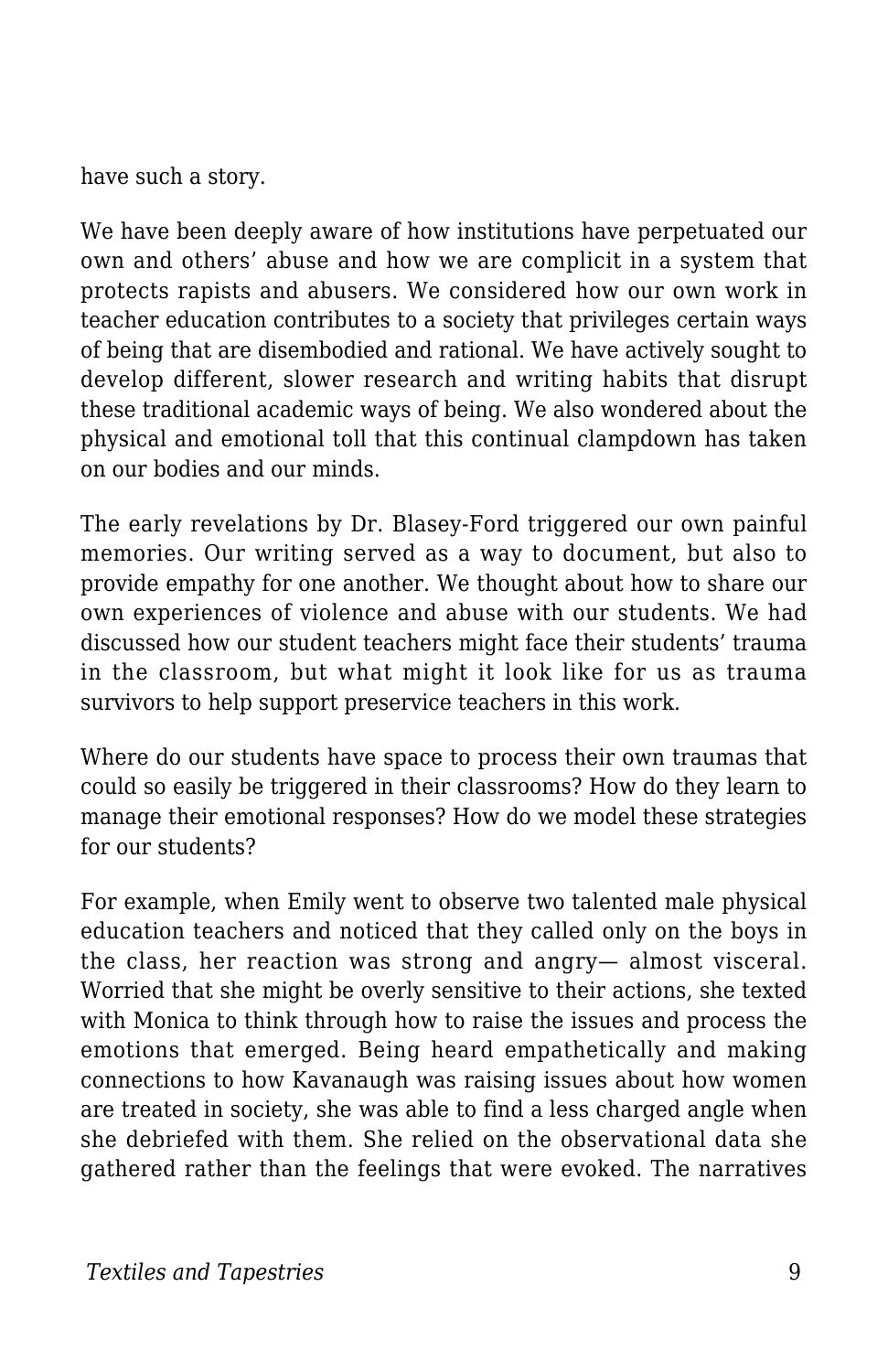have such a story.

We have been deeply aware of how institutions have perpetuated our own and others' abuse and how we are complicit in a system that protects rapists and abusers. We considered how our own work in teacher education contributes to a society that privileges certain ways of being that are disembodied and rational. We have actively sought to develop different, slower research and writing habits that disrupt these traditional academic ways of being. We also wondered about the physical and emotional toll that this continual clampdown has taken on our bodies and our minds.

The early revelations by Dr. Blasey-Ford triggered our own painful memories. Our writing served as a way to document, but also to provide empathy for one another. We thought about how to share our own experiences of violence and abuse with our students. We had discussed how our student teachers might face their students' trauma in the classroom, but what might it look like for us as trauma survivors to help support preservice teachers in this work.

Where do our students have space to process their own traumas that could so easily be triggered in their classrooms? How do they learn to manage their emotional responses? How do we model these strategies for our students?

For example, when Emily went to observe two talented male physical education teachers and noticed that they called only on the boys in the class, her reaction was strong and angry— almost visceral. Worried that she might be overly sensitive to their actions, she texted with Monica to think through how to raise the issues and process the emotions that emerged. Being heard empathetically and making connections to how Kavanaugh was raising issues about how women are treated in society, she was able to find a less charged angle when she debriefed with them. She relied on the observational data she gathered rather than the feelings that were evoked. The narratives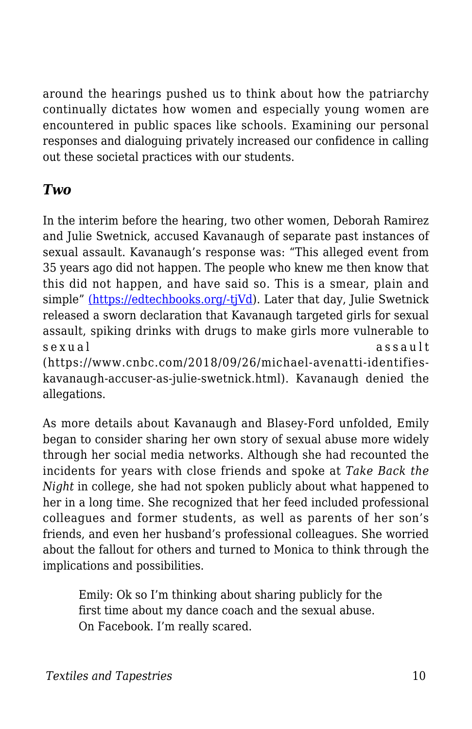around the hearings pushed us to think about how the patriarchy continually dictates how women and especially young women are encountered in public spaces like schools. Examining our personal responses and dialoguing privately increased our confidence in calling out these societal practices with our students.

### *Two*

In the interim before the hearing, two other women, Deborah Ramirez and Julie Swetnick, accused Kavanaugh of separate past instances of sexual assault. Kavanaugh's response was: "This alleged event from 35 years ago did not happen. The people who knew me then know that this did not happen, and have said so. This is a smear, plain and simple" [(https://edtechbooks.org/-tjVd)](https://edtechbooks.org/-tjVd). Later that day, Julie Swetnick released a sworn declaration that Kavanaugh targeted girls for sexual assault, spiking drinks with drugs to make girls more vulnerable to sexual assault (https://www.cnbc.com/2018/09/26/michael-avenatti-identifies-kavanaugh-accuser-as-julie-swetnick.html). Kavanaugh denied the allegations.

As more details about Kavanaugh and Blasey-Ford unfolded, Emily began to consider sharing her own story of sexual abuse more widely through her social media networks. Although she had recounted the incidents for years with close friends and spoke at *Take Back the Night* in college, she had not spoken publicly about what happened to her in a long time. She recognized that her feed included professional colleagues and former students, as well as parents of her son's friends, and even her husband's professional colleagues. She worried about the fallout for others and turned to Monica to think through the implications and possibilities.

> Emily: Ok so I'm thinking about sharing publicly for the first time about my dance coach and the sexual abuse. On Facebook. I'm really scared.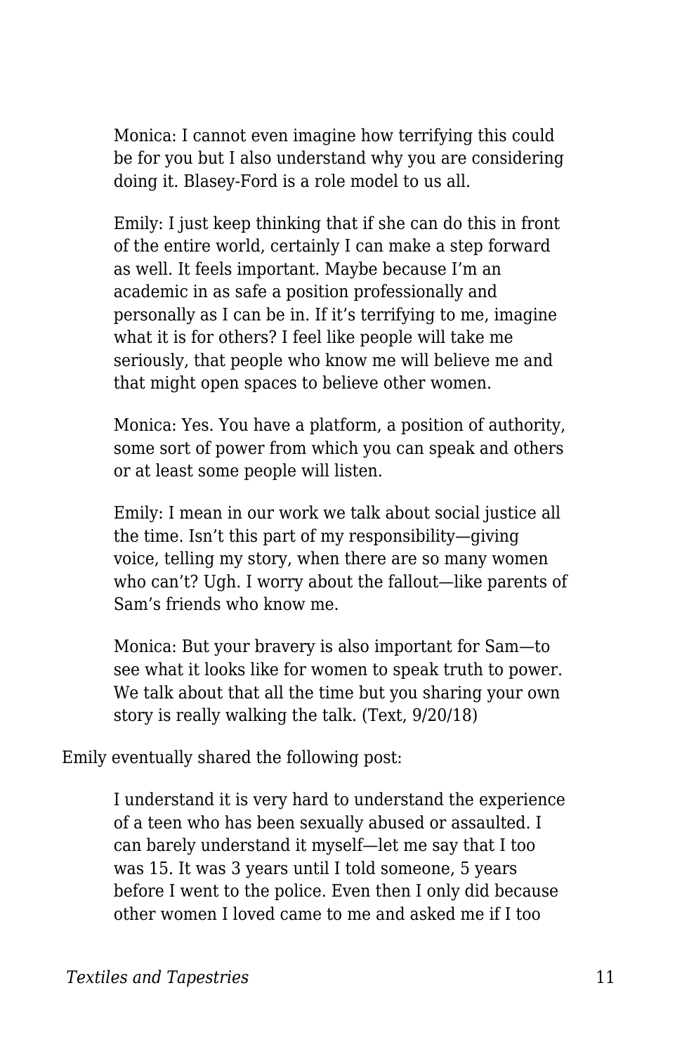> Monica: I cannot even imagine how terrifying this could be for you but I also understand why you are considering doing it. Blasey-Ford is a role model to us all.
>
> Emily: I just keep thinking that if she can do this in front of the entire world, certainly I can make a step forward as well. It feels important. Maybe because I'm an academic in as safe a position professionally and personally as I can be in. If it's terrifying to me, imagine what it is for others? I feel like people will take me seriously, that people who know me will believe me and that might open spaces to believe other women.
>
> Monica: Yes. You have a platform, a position of authority, some sort of power from which you can speak and others or at least some people will listen.
>
> Emily: I mean in our work we talk about social justice all the time. Isn't this part of my responsibility—giving voice, telling my story, when there are so many women who can't? Ugh. I worry about the fallout—like parents of Sam's friends who know me.
>
> Monica: But your bravery is also important for Sam—to see what it looks like for women to speak truth to power. We talk about that all the time but you sharing your own story is really walking the talk. (Text, 9/20/18)

Emily eventually shared the following post:

> I understand it is very hard to understand the experience of a teen who has been sexually abused or assaulted. I can barely understand it myself—let me say that I too was 15. It was 3 years until I told someone, 5 years before I went to the police. Even then I only did because other women I loved came to me and asked me if I too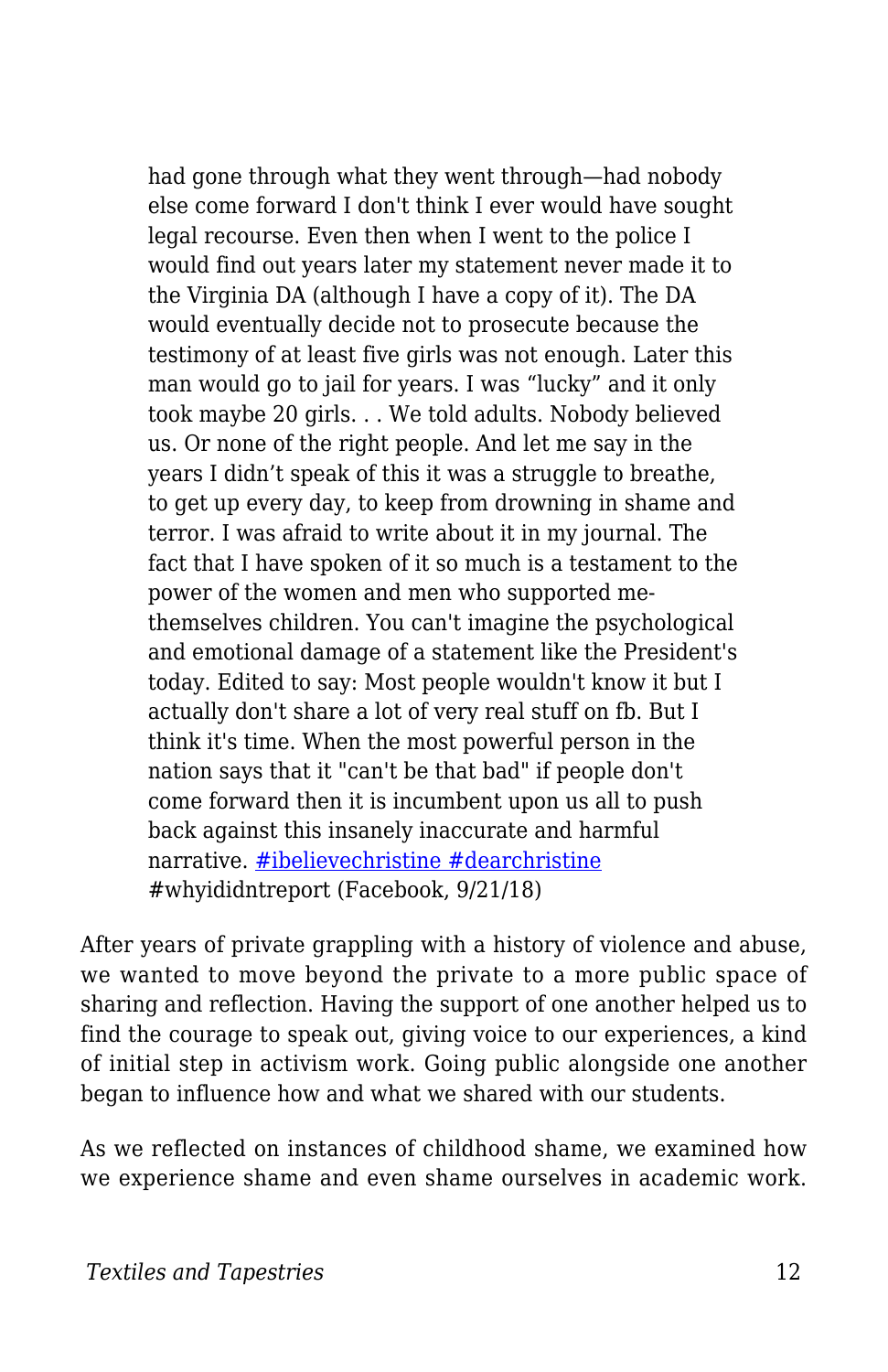> had gone through what they went through—had nobody else come forward I don't think I ever would have sought legal recourse. Even then when I went to the police I would find out years later my statement never made it to the Virginia DA (although I have a copy of it). The DA would eventually decide not to prosecute because the testimony of at least five girls was not enough. Later this man would go to jail for years. I was "lucky" and it only took maybe 20 girls. . . We told adults. Nobody believed us. Or none of the right people. And let me say in the years I didn't speak of this it was a struggle to breathe, to get up every day, to keep from drowning in shame and terror. I was afraid to write about it in my journal. The fact that I have spoken of it so much is a testament to the power of the women and men who supported me-themselves children. You can't imagine the psychological and emotional damage of a statement like the President's today. Edited to say: Most people wouldn't know it but I actually don't share a lot of very real stuff on fb. But I think it's time. When the most powerful person in the nation says that it "can't be that bad" if people don't come forward then it is incumbent upon us all to push back against this insanely inaccurate and harmful narrative. #ibelievechristine #dearchristine #whyididntreport (Facebook, 9/21/18)

After years of private grappling with a history of violence and abuse, we wanted to move beyond the private to a more public space of sharing and reflection. Having the support of one another helped us to find the courage to speak out, giving voice to our experiences, a kind of initial step in activism work. Going public alongside one another began to influence how and what we shared with our students.

As we reflected on instances of childhood shame, we examined how we experience shame and even shame ourselves in academic work.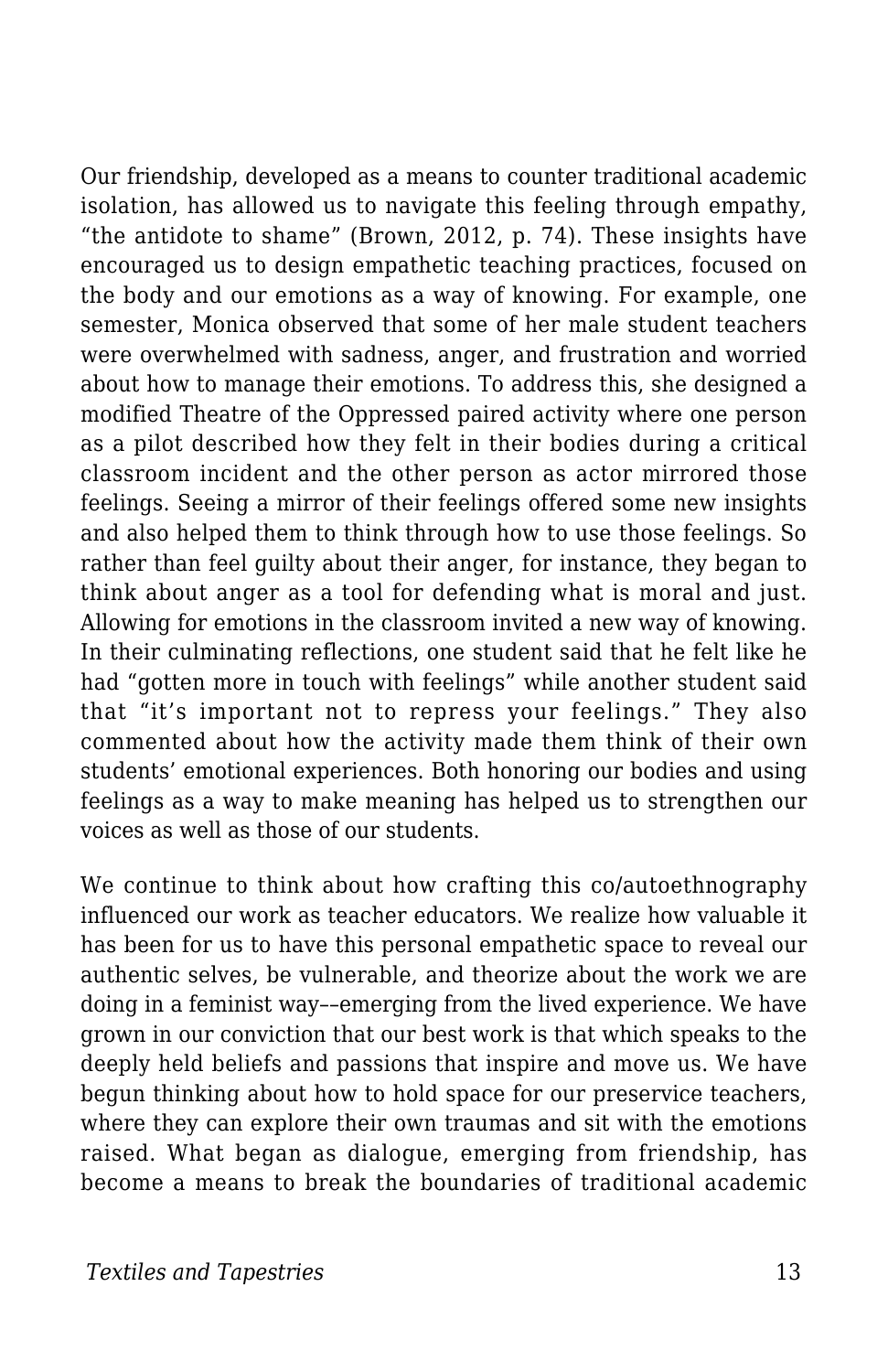Our friendship, developed as a means to counter traditional academic isolation, has allowed us to navigate this feeling through empathy, "the antidote to shame" (Brown, 2012, p. 74). These insights have encouraged us to design empathetic teaching practices, focused on the body and our emotions as a way of knowing. For example, one semester, Monica observed that some of her male student teachers were overwhelmed with sadness, anger, and frustration and worried about how to manage their emotions. To address this, she designed a modified Theatre of the Oppressed paired activity where one person as a pilot described how they felt in their bodies during a critical classroom incident and the other person as actor mirrored those feelings. Seeing a mirror of their feelings offered some new insights and also helped them to think through how to use those feelings. So rather than feel guilty about their anger, for instance, they began to think about anger as a tool for defending what is moral and just. Allowing for emotions in the classroom invited a new way of knowing. In their culminating reflections, one student said that he felt like he had "gotten more in touch with feelings" while another student said that "it's important not to repress your feelings." They also commented about how the activity made them think of their own students' emotional experiences. Both honoring our bodies and using feelings as a way to make meaning has helped us to strengthen our voices as well as those of our students.

We continue to think about how crafting this co/autoethnography influenced our work as teacher educators. We realize how valuable it has been for us to have this personal empathetic space to reveal our authentic selves, be vulnerable, and theorize about the work we are doing in a feminist way––emerging from the lived experience. We have grown in our conviction that our best work is that which speaks to the deeply held beliefs and passions that inspire and move us. We have begun thinking about how to hold space for our preservice teachers, where they can explore their own traumas and sit with the emotions raised. What began as dialogue, emerging from friendship, has become a means to break the boundaries of traditional academic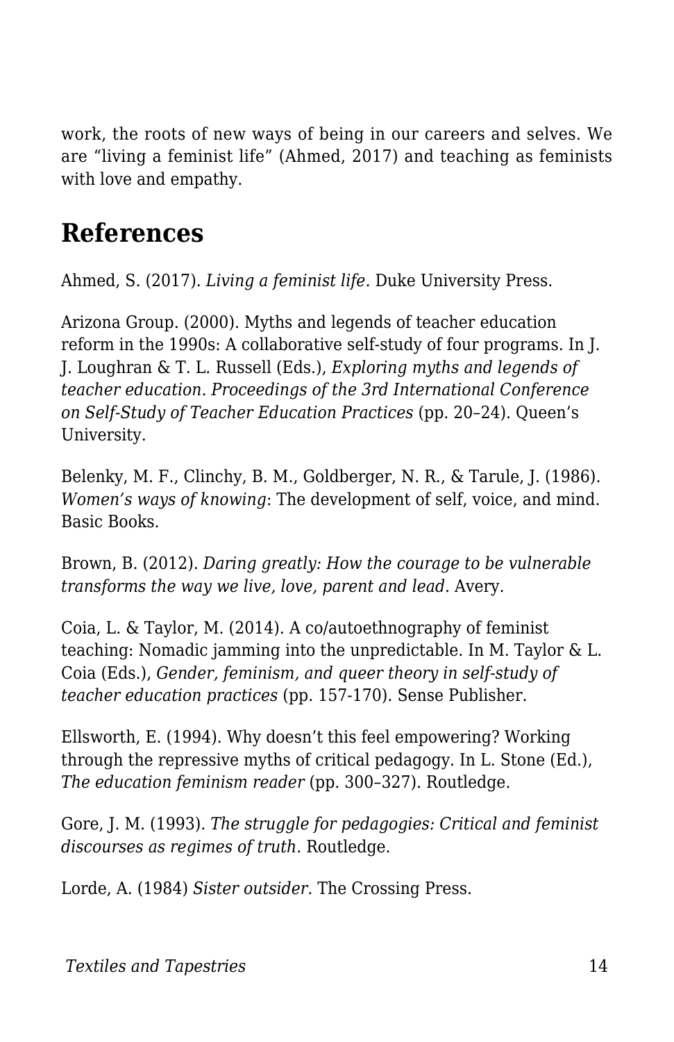work, the roots of new ways of being in our careers and selves. We are "living a feminist life" (Ahmed, 2017) and teaching as feminists with love and empathy.

## References

Ahmed, S. (2017). *Living a feminist life.* Duke University Press.

Arizona Group. (2000). Myths and legends of teacher education reform in the 1990s: A collaborative self-study of four programs. In J. J. Loughran & T. L. Russell (Eds.), *Exploring myths and legends of teacher education. Proceedings of the 3rd International Conference on Self-Study of Teacher Education Practices* (pp. 20–24). Queen's University.

Belenky, M. F., Clinchy, B. M., Goldberger, N. R., & Tarule, J. (1986). *Women's ways of knowing*: The development of self, voice, and mind. Basic Books.

Brown, B. (2012). *Daring greatly: How the courage to be vulnerable transforms the way we live, love, parent and lead.* Avery.

Coia, L. & Taylor, M. (2014). A co/autoethnography of feminist teaching: Nomadic jamming into the unpredictable. In M. Taylor & L. Coia (Eds.), *Gender, feminism, and queer theory in self-study of teacher education practices* (pp. 157-170). Sense Publisher.

Ellsworth, E. (1994). Why doesn't this feel empowering? Working through the repressive myths of critical pedagogy. In L. Stone (Ed.), *The education feminism reader* (pp. 300–327). Routledge.

Gore, J. M. (1993). *The struggle for pedagogies: Critical and feminist discourses as regimes of truth.* Routledge.

Lorde, A. (1984) *Sister outsider.* The Crossing Press.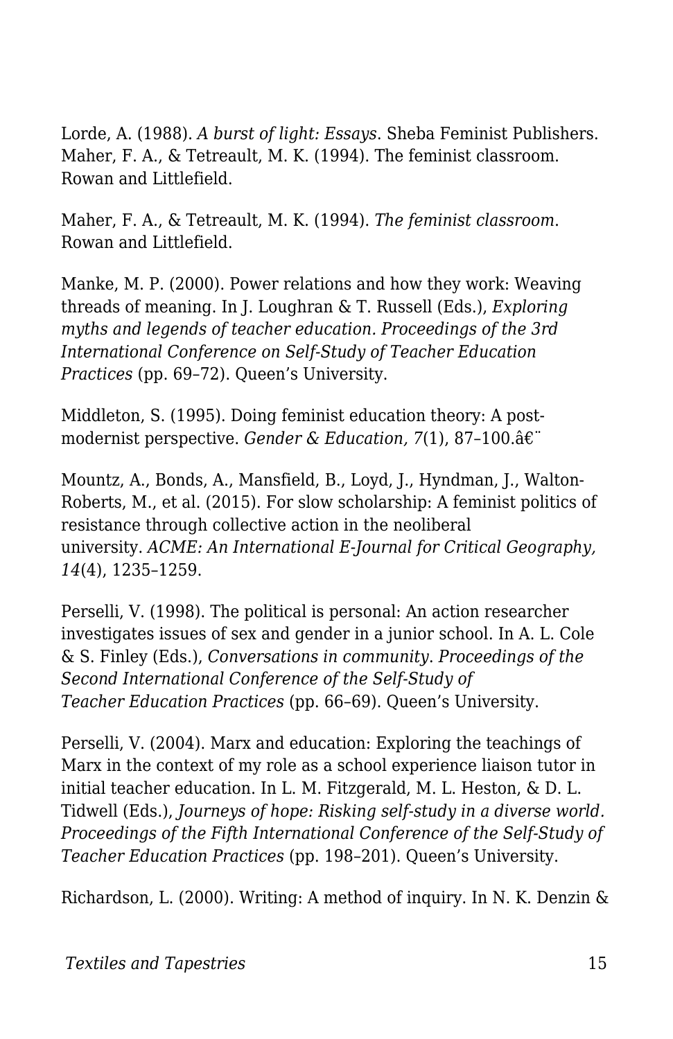Lorde, A. (1988). *A burst of light: Essays*. Sheba Feminist Publishers.
Maher, F. A., & Tetreault, M. K. (1994). The feminist classroom. Rowan and Littlefield.

Maher, F. A., & Tetreault, M. K. (1994). *The feminist classroom*. Rowan and Littlefield.

Manke, M. P. (2000). Power relations and how they work: Weaving threads of meaning. In J. Loughran & T. Russell (Eds.), *Exploring myths and legends of teacher education. Proceedings of the 3rd International Conference on Self-Study of Teacher Education Practices* (pp. 69–72). Queen's University.

Middleton, S. (1995). Doing feminist education theory: A post-modernist perspective. *Gender & Education, 7*(1), 87–100.â€¨

Mountz, A., Bonds, A., Mansfield, B., Loyd, J., Hyndman, J., Walton-Roberts, M., et al. (2015). For slow scholarship: A feminist politics of resistance through collective action in the neoliberal university. *ACME: An International E-Journal for Critical Geography, 14*(4), 1235–1259.

Perselli, V. (1998). The political is personal: An action researcher investigates issues of sex and gender in a junior school. In A. L. Cole & S. Finley (Eds.), *Conversations in community. Proceedings of the Second International Conference of the Self-Study of Teacher Education Practices* (pp. 66–69). Queen's University.

Perselli, V. (2004). Marx and education: Exploring the teachings of Marx in the context of my role as a school experience liaison tutor in initial teacher education. In L. M. Fitzgerald, M. L. Heston, & D. L. Tidwell (Eds.), *Journeys of hope: Risking self-study in a diverse world. Proceedings of the Fifth International Conference of the Self-Study of Teacher Education Practices* (pp. 198–201). Queen's University.

Richardson, L. (2000). Writing: A method of inquiry. In N. K. Denzin &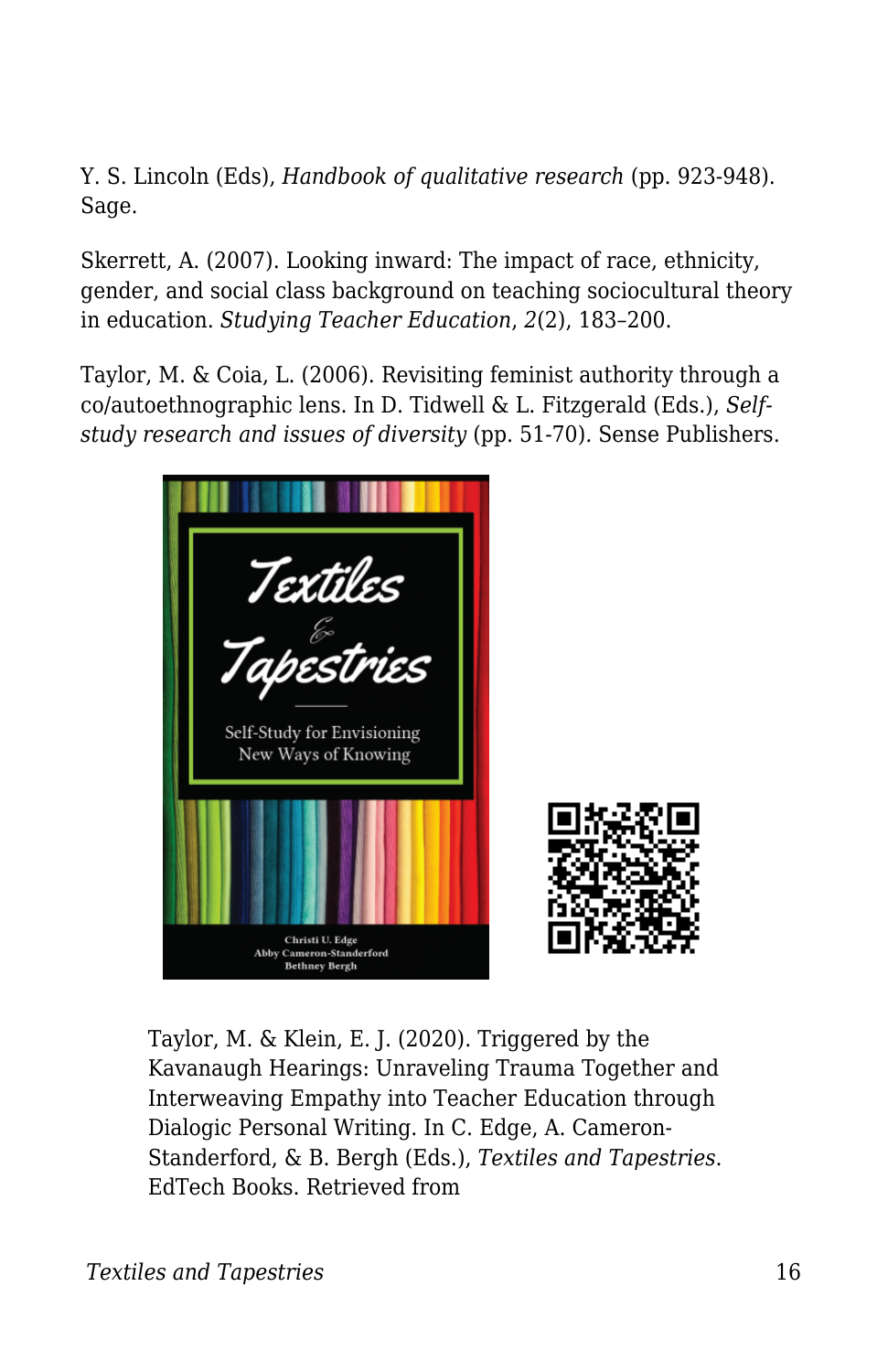Y. S. Lincoln (Eds), *Handbook of qualitative research* (pp. 923-948). Sage.

Skerrett, A. (2007). Looking inward: The impact of race, ethnicity, gender, and social class background on teaching sociocultural theory in education. *Studying Teacher Education*, *2*(2), 183–200.

Taylor, M. & Coia, L. (2006). Revisiting feminist authority through a co/autoethnographic lens. In D. Tidwell & L. Fitzgerald (Eds.), *Self-study research and issues of diversity* (pp. 51-70). Sense Publishers.

Taylor, M. & Klein, E. J. (2020). Triggered by the Kavanaugh Hearings: Unraveling Trauma Together and Interweaving Empathy into Teacher Education through Dialogic Personal Writing. In C. Edge, A. Cameron-Standerford, & B. Bergh (Eds.), *Textiles and Tapestries*. EdTech Books. Retrieved from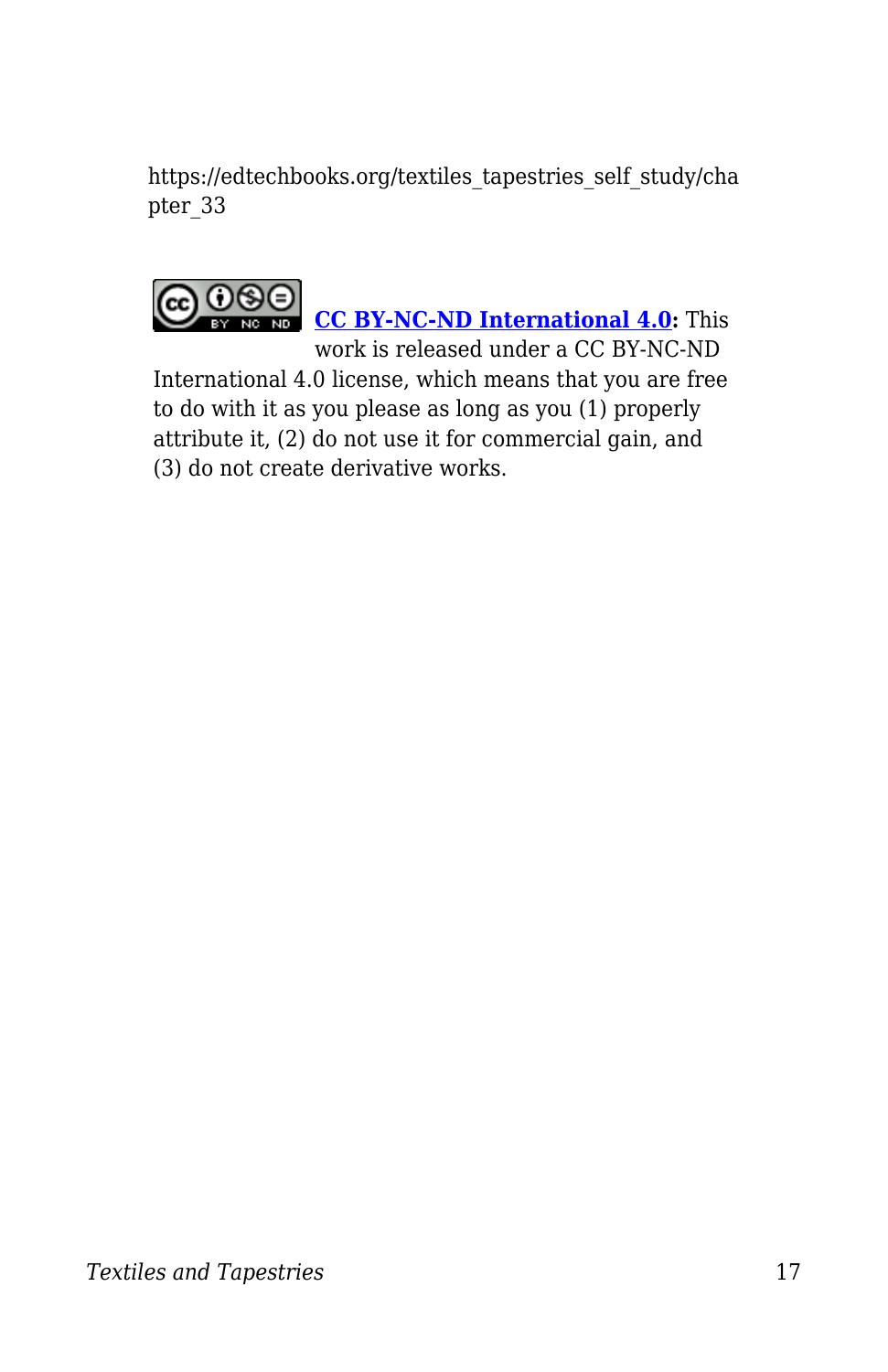https://edtechbooks.org/textiles_tapestries_self_study/chapter_33

**CC BY-NC-ND International 4.0:** This work is released under a CC BY-NC-ND International 4.0 license, which means that you are free to do with it as you please as long as you (1) properly attribute it, (2) do not use it for commercial gain, and (3) do not create derivative works.